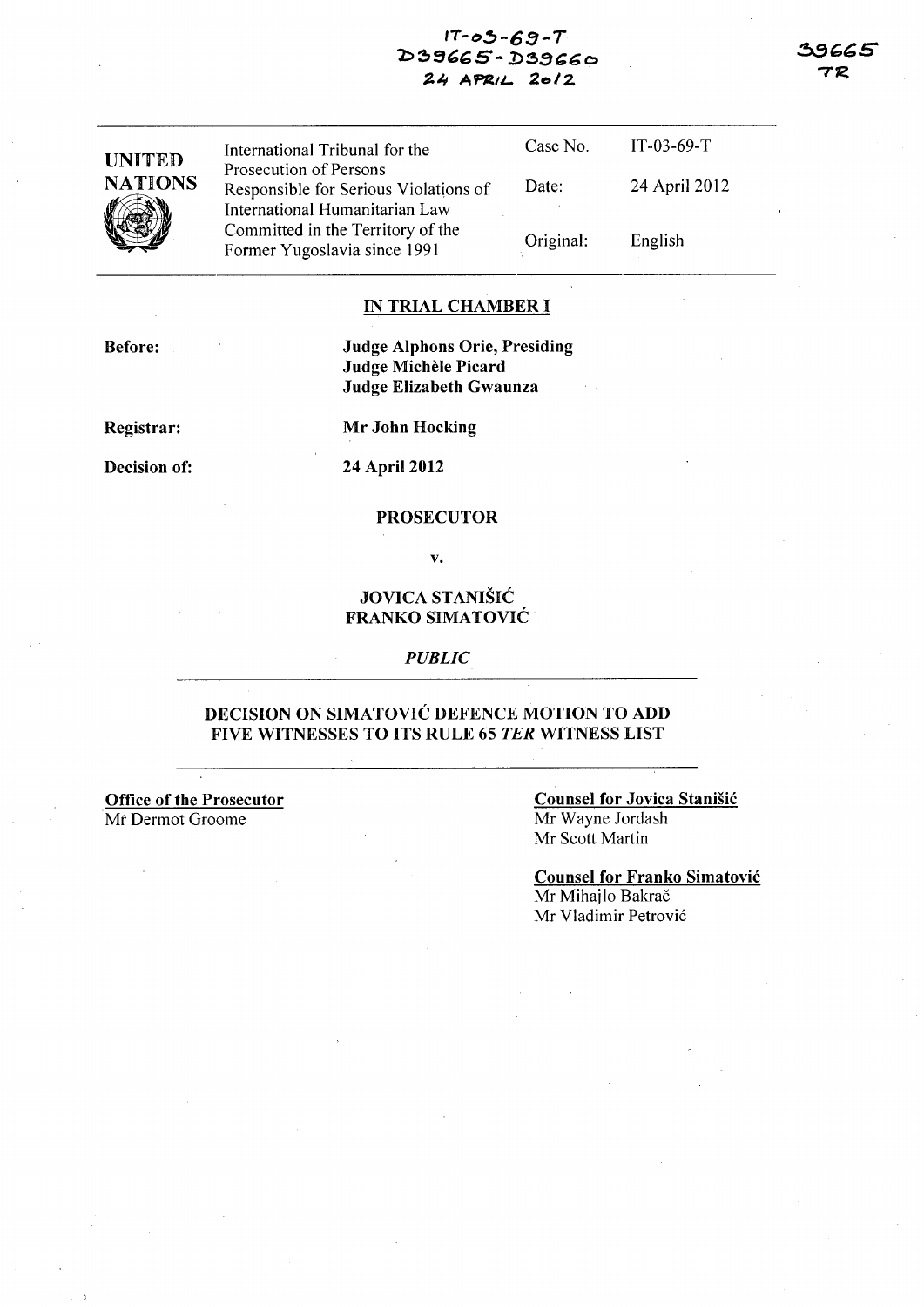IT-03-69-T
D39665 - D39660
24 APRIL 2012

39665
TR

| UNITED NATIONS | International Tribunal for the Prosecution of Persons Responsible for Serious Violations of International Humanitarian Law Committed in the Territory of the Former Yugoslavia since 1991 | Case No. | IT-03-69-T |
|---|---|---|---|
| | | Date: | 24 April 2012 |
| | | Original: | English |

## IN TRIAL CHAMBER I

**Before:** **Judge Alphons Orie, Presiding**
**Judge Michèle Picard**
**Judge Elizabeth Gwaunza**

**Registrar:** **Mr John Hocking**

**Decision of:** **24 April 2012**

**PROSECUTOR**

**v.**

**JOVICA STANIŠIĆ**
**FRANKO SIMATOVIĆ**

*PUBLIC*

## DECISION ON SIMATOVIĆ DEFENCE MOTION TO ADD FIVE WITNESSES TO ITS RULE 65 *TER* WITNESS LIST

**Office of the Prosecutor**
Mr Dermot Groome

**Counsel for Jovica Stanišić**
Mr Wayne Jordash
Mr Scott Martin

**Counsel for Franko Simatović**
Mr Mihajlo Bakrač
Mr Vladimir Petrović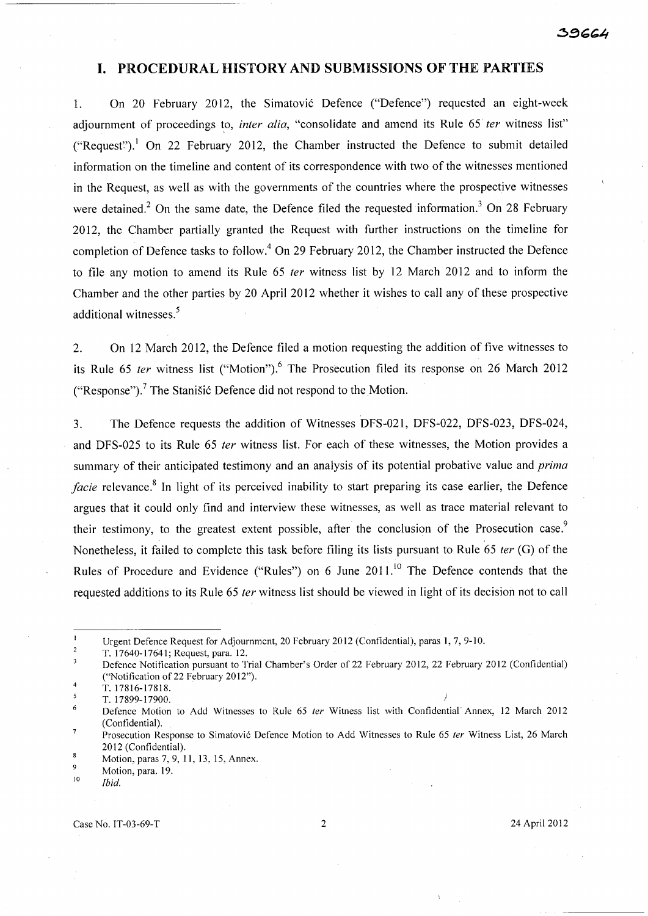# I. PROCEDURAL HISTORY AND SUBMISSIONS OF THE PARTIES

1. On 20 February 2012, the Simatović Defence ("Defence") requested an eight-week adjournment of proceedings to, *inter alia*, "consolidate and amend its Rule 65 *ter* witness list" ("Request").[1] On 22 February 2012, the Chamber instructed the Defence to submit detailed information on the timeline and content of its correspondence with two of the witnesses mentioned in the Request, as well as with the governments of the countries where the prospective witnesses were detained.[2] On the same date, the Defence filed the requested information.[3] On 28 February 2012, the Chamber partially granted the Request with further instructions on the timeline for completion of Defence tasks to follow.[4] On 29 February 2012, the Chamber instructed the Defence to file any motion to amend its Rule 65 *ter* witness list by 12 March 2012 and to inform the Chamber and the other parties by 20 April 2012 whether it wishes to call any of these prospective additional witnesses.[5]

2. On 12 March 2012, the Defence filed a motion requesting the addition of five witnesses to its Rule 65 *ter* witness list ("Motion").[6] The Prosecution filed its response on 26 March 2012 ("Response").[7] The Stanišić Defence did not respond to the Motion.

3. The Defence requests the addition of Witnesses DFS-021, DFS-022, DFS-023, DFS-024, and DFS-025 to its Rule 65 *ter* witness list. For each of these witnesses, the Motion provides a summary of their anticipated testimony and an analysis of its potential probative value and *prima facie* relevance.[8] In light of its perceived inability to start preparing its case earlier, the Defence argues that it could only find and interview these witnesses, as well as trace material relevant to their testimony, to the greatest extent possible, after the conclusion of the Prosecution case.[9] Nonetheless, it failed to complete this task before filing its lists pursuant to Rule 65 *ter* (G) of the Rules of Procedure and Evidence ("Rules") on 6 June 2011.[10] The Defence contends that the requested additions to its Rule 65 *ter* witness list should be viewed in light of its decision not to call

---

[1] Urgent Defence Request for Adjournment, 20 February 2012 (Confidential), paras 1, 7, 9-10.

[2] T. 17640-17641; Request, para. 12.

[3] Defence Notification pursuant to Trial Chamber's Order of 22 February 2012, 22 February 2012 (Confidential) ("Notification of 22 February 2012").

[4] T. 17816-17818.

[5] T. 17899-17900.

[6] Defence Motion to Add Witnesses to Rule 65 *ter* Witness list with Confidential Annex, 12 March 2012 (Confidential).

[7] Prosecution Response to Simatović Defence Motion to Add Witnesses to Rule 65 *ter* Witness List, 26 March 2012 (Confidential).

[8] Motion, paras 7, 9, 11, 13, 15, Annex.

[9] Motion, para. 19.

[10] *Ibid.*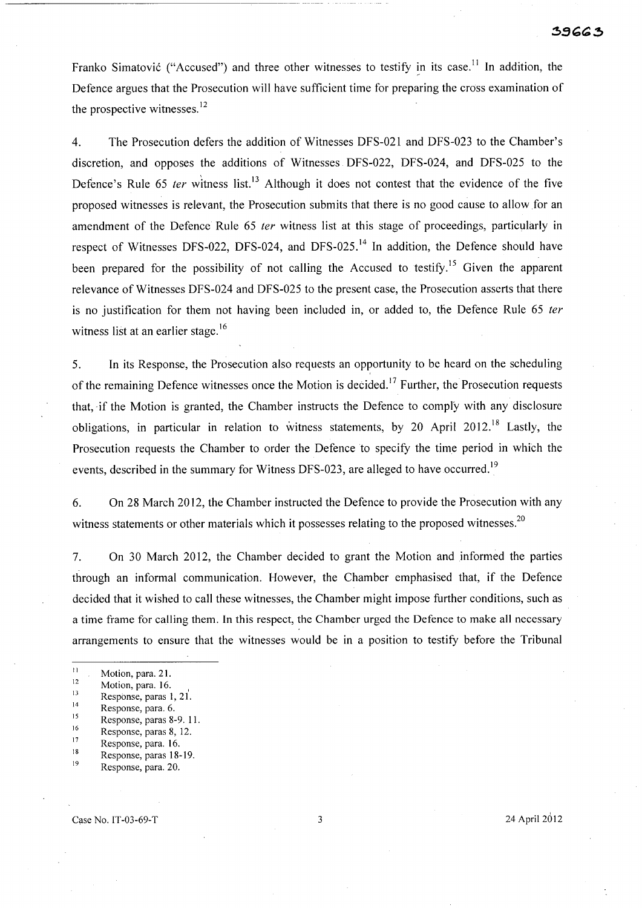Franko Simatović ("Accused") and three other witnesses to testify in its case.[11] In addition, the Defence argues that the Prosecution will have sufficient time for preparing the cross examination of the prospective witnesses.[12]

4. The Prosecution defers the addition of Witnesses DFS-021 and DFS-023 to the Chamber's discretion, and opposes the additions of Witnesses DFS-022, DFS-024, and DFS-025 to the Defence's Rule 65 *ter* witness list.[13] Although it does not contest that the evidence of the five proposed witnesses is relevant, the Prosecution submits that there is no good cause to allow for an amendment of the Defence Rule 65 *ter* witness list at this stage of proceedings, particularly in respect of Witnesses DFS-022, DFS-024, and DFS-025.[14] In addition, the Defence should have been prepared for the possibility of not calling the Accused to testify.[15] Given the apparent relevance of Witnesses DFS-024 and DFS-025 to the present case, the Prosecution asserts that there is no justification for them not having been included in, or added to, the Defence Rule 65 *ter* witness list at an earlier stage.[16]

5. In its Response, the Prosecution also requests an opportunity to be heard on the scheduling of the remaining Defence witnesses once the Motion is decided.[17] Further, the Prosecution requests that, if the Motion is granted, the Chamber instructs the Defence to comply with any disclosure obligations, in particular in relation to witness statements, by 20 April 2012.[18] Lastly, the Prosecution requests the Chamber to order the Defence to specify the time period in which the events, described in the summary for Witness DFS-023, are alleged to have occurred.[19]

6. On 28 March 2012, the Chamber instructed the Defence to provide the Prosecution with any witness statements or other materials which it possesses relating to the proposed witnesses.[20]

7. On 30 March 2012, the Chamber decided to grant the Motion and informed the parties through an informal communication. However, the Chamber emphasised that, if the Defence decided that it wished to call these witnesses, the Chamber might impose further conditions, such as a time frame for calling them. In this respect, the Chamber urged the Defence to make all necessary arrangements to ensure that the witnesses would be in a position to testify before the Tribunal

---

[11] Motion, para. 21.
[12] Motion, para. 16.
[13] Response, paras 1, 21.
[14] Response, para. 6.
[15] Response, paras 8-9. 11.
[16] Response, paras 8, 12.
[17] Response, para. 16.
[18] Response, paras 18-19.
[19] Response, para. 20.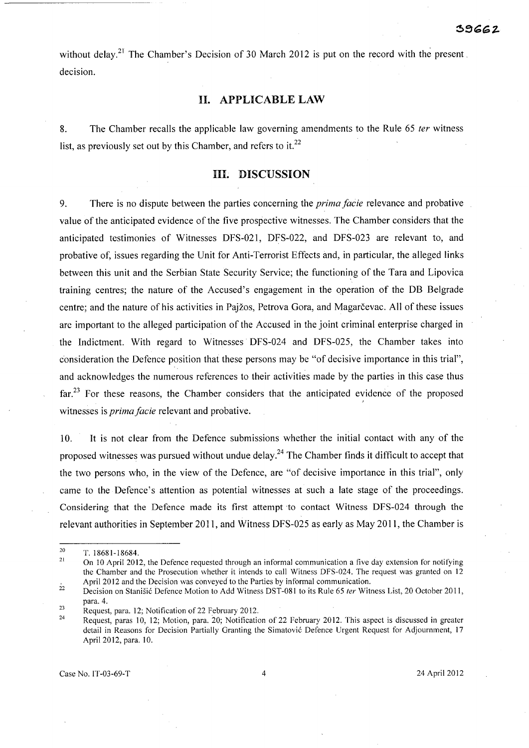without delay.[21] The Chamber's Decision of 30 March 2012 is put on the record with the present decision.

## II. APPLICABLE LAW

8. The Chamber recalls the applicable law governing amendments to the Rule 65 *ter* witness list, as previously set out by this Chamber, and refers to it.[22]

## III. DISCUSSION

9. There is no dispute between the parties concerning the *prima facie* relevance and probative value of the anticipated evidence of the five prospective witnesses. The Chamber considers that the anticipated testimonies of Witnesses DFS-021, DFS-022, and DFS-023 are relevant to, and probative of, issues regarding the Unit for Anti-Terrorist Effects and, in particular, the alleged links between this unit and the Serbian State Security Service; the functioning of the Tara and Lipovica training centres; the nature of the Accused's engagement in the operation of the DB Belgrade centre; and the nature of his activities in Pajžos, Petrova Gora, and Magarčevac. All of these issues are important to the alleged participation of the Accused in the joint criminal enterprise charged in the Indictment. With regard to Witnesses DFS-024 and DFS-025, the Chamber takes into consideration the Defence position that these persons may be "of decisive importance in this trial", and acknowledges the numerous references to their activities made by the parties in this case thus far.[23] For these reasons, the Chamber considers that the anticipated evidence of the proposed witnesses is *prima facie* relevant and probative.

10. It is not clear from the Defence submissions whether the initial contact with any of the proposed witnesses was pursued without undue delay.[24] The Chamber finds it difficult to accept that the two persons who, in the view of the Defence, are "of decisive importance in this trial", only came to the Defence's attention as potential witnesses at such a late stage of the proceedings. Considering that the Defence made its first attempt to contact Witness DFS-024 through the relevant authorities in September 2011, and Witness DFS-025 as early as May 2011, the Chamber is

---

[20] T. 18681-18684.

[21] On 10 April 2012, the Defence requested through an informal communication a five day extension for notifying the Chamber and the Prosecution whether it intends to call Witness DFS-024. The request was granted on 12 April 2012 and the Decision was conveyed to the Parties by informal communication.

[22] Decision on Stanišić Defence Motion to Add Witness DST-081 to its Rule 65 *ter* Witness List, 20 October 2011, para. 4.

[23] Request, para. 12; Notification of 22 February 2012.

[24] Request, paras 10, 12; Motion, para. 20; Notification of 22 February 2012. This aspect is discussed in greater detail in Reasons for Decision Partially Granting the Simatović Defence Urgent Request for Adjournment, 17 April 2012, para. 10.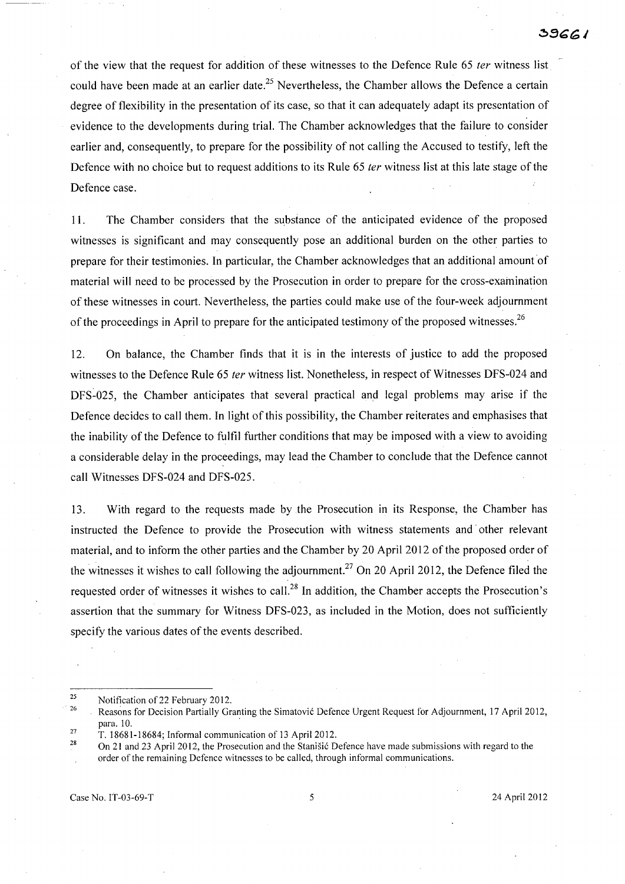of the view that the request for addition of these witnesses to the Defence Rule 65 *ter* witness list could have been made at an earlier date.[25] Nevertheless, the Chamber allows the Defence a certain degree of flexibility in the presentation of its case, so that it can adequately adapt its presentation of evidence to the developments during trial. The Chamber acknowledges that the failure to consider earlier and, consequently, to prepare for the possibility of not calling the Accused to testify, left the Defence with no choice but to request additions to its Rule 65 *ter* witness list at this late stage of the Defence case.

11. The Chamber considers that the substance of the anticipated evidence of the proposed witnesses is significant and may consequently pose an additional burden on the other parties to prepare for their testimonies. In particular, the Chamber acknowledges that an additional amount of material will need to be processed by the Prosecution in order to prepare for the cross-examination of these witnesses in court. Nevertheless, the parties could make use of the four-week adjournment of the proceedings in April to prepare for the anticipated testimony of the proposed witnesses.[26]

12. On balance, the Chamber finds that it is in the interests of justice to add the proposed witnesses to the Defence Rule 65 *ter* witness list. Nonetheless, in respect of Witnesses DFS-024 and DFS-025, the Chamber anticipates that several practical and legal problems may arise if the Defence decides to call them. In light of this possibility, the Chamber reiterates and emphasises that the inability of the Defence to fulfil further conditions that may be imposed with a view to avoiding a considerable delay in the proceedings, may lead the Chamber to conclude that the Defence cannot call Witnesses DFS-024 and DFS-025.

13. With regard to the requests made by the Prosecution in its Response, the Chamber has instructed the Defence to provide the Prosecution with witness statements and other relevant material, and to inform the other parties and the Chamber by 20 April 2012 of the proposed order of the witnesses it wishes to call following the adjournment.[27] On 20 April 2012, the Defence filed the requested order of witnesses it wishes to call.[28] In addition, the Chamber accepts the Prosecution's assertion that the summary for Witness DFS-023, as included in the Motion, does not sufficiently specify the various dates of the events described.

---

[25] Notification of 22 February 2012.

[26] Reasons for Decision Partially Granting the Simatović Defence Urgent Request for Adjournment, 17 April 2012, para. 10.

[27] T. 18681-18684; Informal communication of 13 April 2012.

[28] On 21 and 23 April 2012, the Prosecution and the Stanišić Defence have made submissions with regard to the order of the remaining Defence witnesses to be called, through informal communications.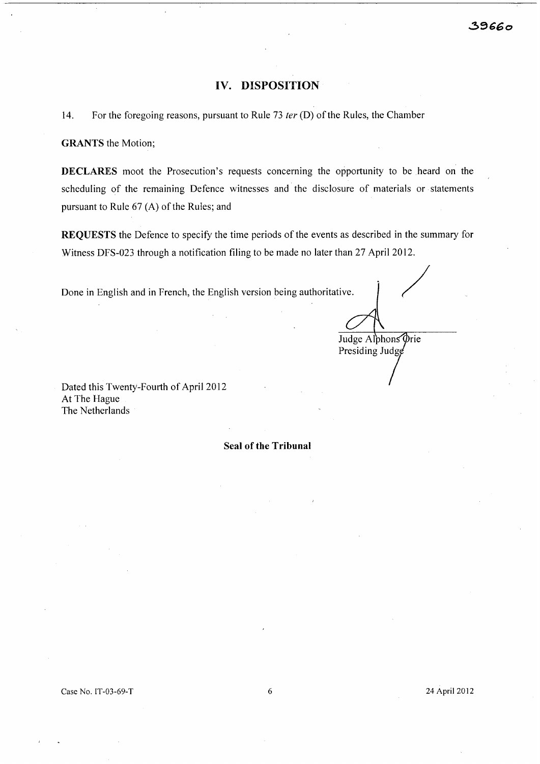## IV. DISPOSITION

14. For the foregoing reasons, pursuant to Rule 73 *ter* (D) of the Rules, the Chamber

**GRANTS** the Motion;

**DECLARES** moot the Prosecution's requests concerning the opportunity to be heard on the scheduling of the remaining Defence witnesses and the disclosure of materials or statements pursuant to Rule 67 (A) of the Rules; and

**REQUESTS** the Defence to specify the time periods of the events as described in the summary for Witness DFS-023 through a notification filing to be made no later than 27 April 2012.

Done in English and in French, the English version being authoritative.

Judge Alphons Orie
Presiding Judge

Dated this Twenty-Fourth of April 2012
At The Hague
The Netherlands

**Seal of the Tribunal**